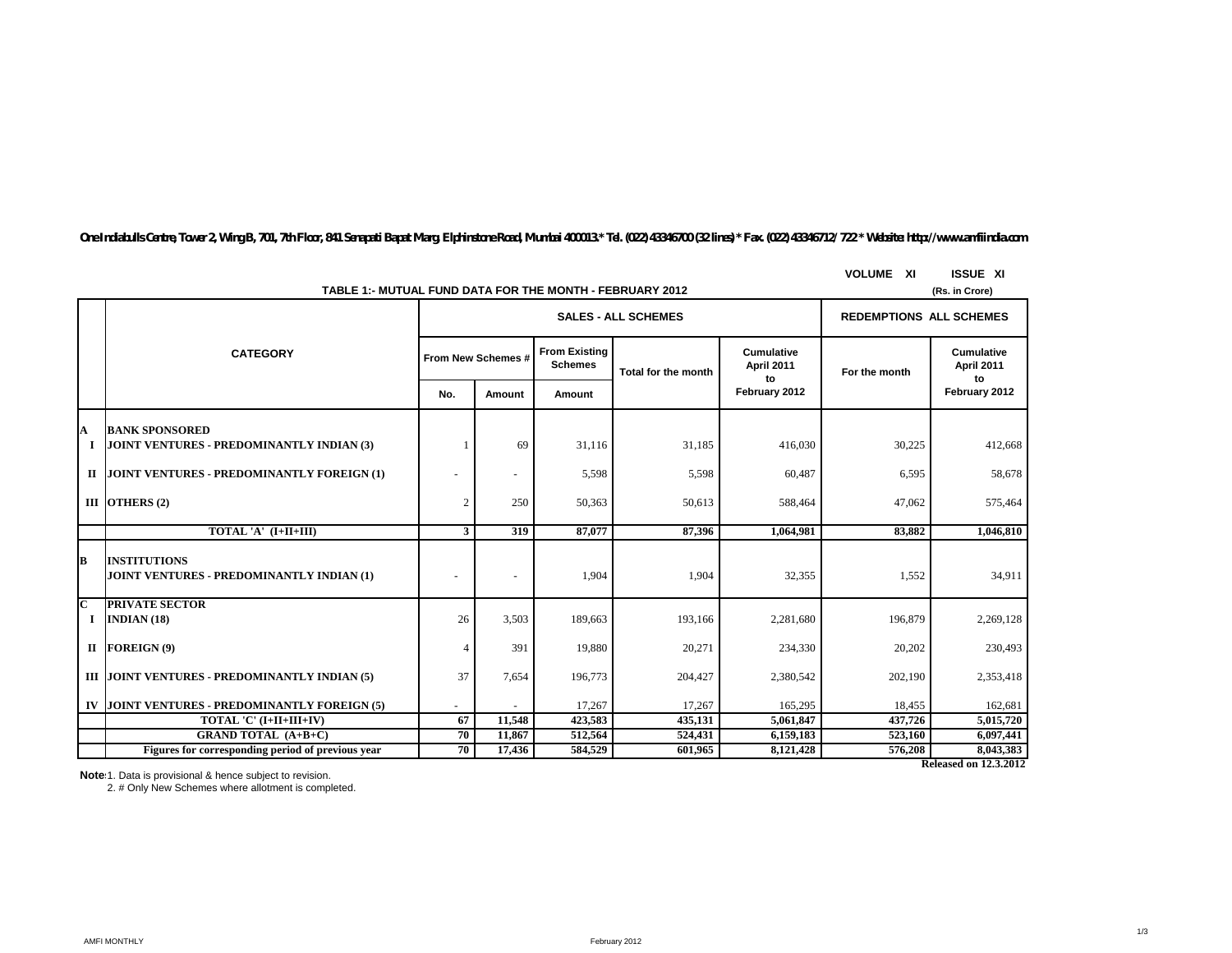One Indiabulls Centre, Tower 2, Wing B, 701, 7th Floor, 841 Senapati Bapat Marg, Elphinstone Road, Mumbai 400013.* Tel. (022) 43346700 (32 lines) * Fax. (022) 43346712/ 722 * Website: http://www.amfiindia.com

VOLUME XI ISSUE XI

## TABLE 1:- MUTUAL FUND DATA FOR THE MONTH - FEBRUARY 2012

(Rs. in Crore)

| | CATEGORY | SALES - ALL SCHEMES | | | | | REDEMPTIONS ALL SCHEMES | |
|---|---|---|---|---|---|---|---|---|
| | | From New Schemes # | | From Existing Schemes | Total for the month | Cumulative April 2011 to February 2012 | For the month | Cumulative April 2011 to February 2012 |
| | | No. | Amount | Amount | | | | |
| **A** | **BANK SPONSORED** | | | | | | | |
| **I** | **JOINT VENTURES - PREDOMINANTLY INDIAN (3)** | 1 | 69 | 31,116 | 31,185 | 416,030 | 30,225 | 412,668 |
| **II** | **JOINT VENTURES - PREDOMINANTLY FOREIGN (1)** | - | - | 5,598 | 5,598 | 60,487 | 6,595 | 58,678 |
| **III** | **OTHERS (2)** | 2 | 250 | 50,363 | 50,613 | 588,464 | 47,062 | 575,464 |
| | **TOTAL 'A' (I+II+III)** | **3** | **319** | **87,077** | **87,396** | **1,064,981** | **83,882** | **1,046,810** |
| **B** | **INSTITUTIONS** | | | | | | | |
| | **JOINT VENTURES - PREDOMINANTLY INDIAN (1)** | - | - | 1,904 | 1,904 | 32,355 | 1,552 | 34,911 |
| **C** | **PRIVATE SECTOR** | | | | | | | |
| **I** | **INDIAN (18)** | 26 | 3,503 | 189,663 | 193,166 | 2,281,680 | 196,879 | 2,269,128 |
| **II** | **FOREIGN (9)** | 4 | 391 | 19,880 | 20,271 | 234,330 | 20,202 | 230,493 |
| **III** | **JOINT VENTURES - PREDOMINANTLY INDIAN (5)** | 37 | 7,654 | 196,773 | 204,427 | 2,380,542 | 202,190 | 2,353,418 |
| **IV** | **JOINT VENTURES - PREDOMINANTLY FOREIGN (5)** | - | - | 17,267 | 17,267 | 165,295 | 18,455 | 162,681 |
| | **TOTAL 'C' (I+II+III+IV)** | **67** | **11,548** | **423,583** | **435,131** | **5,061,847** | **437,726** | **5,015,720** |
| | **GRAND TOTAL (A+B+C)** | **70** | **11,867** | **512,564** | **524,431** | **6,159,183** | **523,160** | **6,097,441** |
| | **Figures for corresponding period of previous year** | **70** | **17,436** | **584,529** | **601,965** | **8,121,428** | **576,208** | **8,043,383** |

**Released on 12.3.2012**

**Note**: 1. Data is provisional & hence subject to revision.
2. # Only New Schemes where allotment is completed.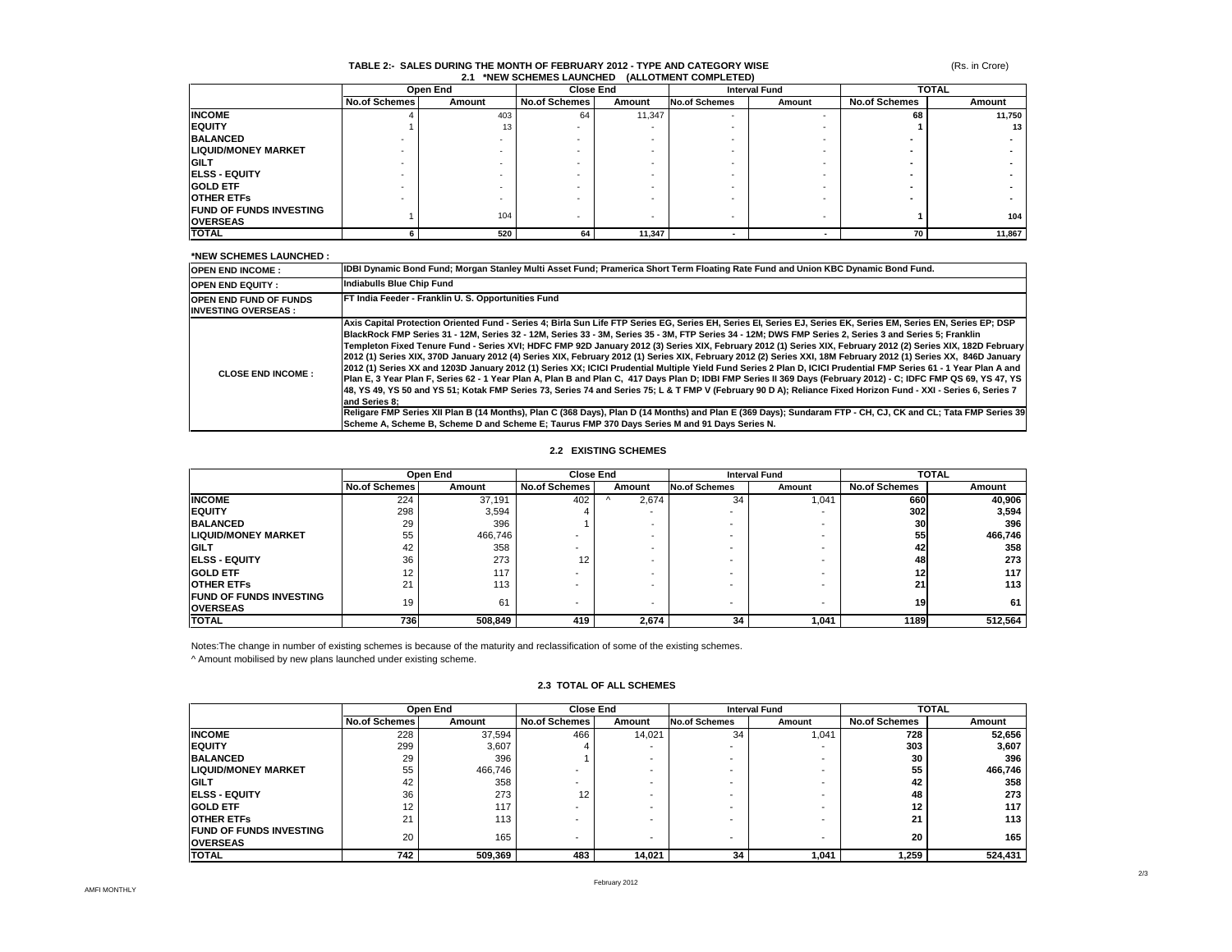# TABLE 2:- SALES DURING THE MONTH OF FEBRUARY 2012 - TYPE AND CATEGORY WISE

(Rs. in Crore)

## 2.1 *NEW SCHEMES LAUNCHED (ALLOTMENT COMPLETED)

| | Open End | | Close End | | Interval Fund | | TOTAL | |
|---|---|---|---|---|---|---|---|---|
| | No.of Schemes | Amount | No.of Schemes | Amount | No.of Schemes | Amount | No.of Schemes | Amount |
| **INCOME** | 4 | 403 | 64 | 11,347 | - | - | **68** | **11,750** |
| **EQUITY** | 1 | 13 | - | - | - | - | **1** | **13** |
| **BALANCED** | - | - | - | - | - | - | **-** | **-** |
| **LIQUID/MONEY MARKET** | - | - | - | - | - | - | **-** | **-** |
| **GILT** | - | - | - | - | - | - | **-** | **-** |
| **ELSS - EQUITY** | - | - | - | - | - | - | **-** | **-** |
| **GOLD ETF** | - | - | - | - | - | - | **-** | **-** |
| **OTHER ETFs** | - | - | - | - | - | - | **-** | **-** |
| **FUND OF FUNDS INVESTING OVERSEAS** | 1 | 104 | - | - | - | - | **1** | **104** |
| **TOTAL** | **6** | **520** | **64** | **11,347** | **-** | **-** | **70** | **11,867** |

**\*NEW SCHEMES LAUNCHED :**

| | |
|---|---|
| **OPEN END INCOME :** | **IDBI Dynamic Bond Fund; Morgan Stanley Multi Asset Fund; Pramerica Short Term Floating Rate Fund and Union KBC Dynamic Bond Fund.** |
| **OPEN END EQUITY :** | **Indiabulls Blue Chip Fund** |
| **OPEN END FUND OF FUNDS INVESTING OVERSEAS :** | **FT India Feeder - Franklin U. S. Opportunities Fund** |
| **CLOSE END INCOME :** | **Axis Capital Protection Oriented Fund - Series 4; Birla Sun Life FTP Series EG, Series EH, Series EI, Series EJ, Series EK, Series EM, Series EN, Series EP; DSP BlackRock FMP Series 31 - 12M, Series 32 - 12M, Series 33 - 3M, Series 35 - 3M, FTP Series 34 - 12M; DWS FMP Series 2, Series 3 and Series 5; Franklin Templeton Fixed Tenure Fund - Series XVI; HDFC FMP 92D January 2012 (3) Series XIX, February 2012 (1) Series XIX, February 2012 (2) Series XIX, 182D February 2012 (1) Series XIX, 370D January 2012 (4) Series XIX, February 2012 (1) Series XIX, February 2012 (2) Series XXI, 18M February 2012 (1) Series XX, 846D January 2012 (1) Series XX and 1203D January 2012 (1) Series XX; ICICI Prudential Multiple Yield Fund Series 2 Plan D, ICICI Prudential FMP Series 61 - 1 Year Plan A and Plan E, 3 Year Plan F, Series 62 - 1 Year Plan A, Plan B and Plan C, 417 Days Plan D; IDBI FMP Series II 369 Days (February 2012) - C; IDFC FMP QS 69, YS 47, YS 48, YS 49, YS 50 and YS 51; Kotak FMP Series 73, Series 74 and Series 75; L & T FMP V (February 90 D A); Reliance Fixed Horizon Fund - XXI - Series 6, Series 7 and Series 8; Religare FMP Series XII Plan B (14 Months), Plan C (368 Days), Plan D (14 Months) and Plan E (369 Days); Sundaram FTP - CH, CJ, CK and CL; Tata FMP Series 39 Scheme A, Scheme B, Scheme D and Scheme E; Taurus FMP 370 Days Series M and 91 Days Series N.** |

## 2.2 EXISTING SCHEMES

| | Open End | | Close End | | Interval Fund | | TOTAL | |
|---|---|---|---|---|---|---|---|---|
| | No.of Schemes | Amount | No.of Schemes | Amount | No.of Schemes | Amount | No.of Schemes | Amount |
| **INCOME** | 224 | 37,191 | 402 | ^ 2,674 | 34 | 1,041 | **660** | **40,906** |
| **EQUITY** | 298 | 3,594 | 4 | - | - | - | **302** | **3,594** |
| **BALANCED** | 29 | 396 | 1 | - | - | - | **30** | **396** |
| **LIQUID/MONEY MARKET** | 55 | 466,746 | - | - | - | - | **55** | **466,746** |
| **GILT** | 42 | 358 | - | - | - | - | **42** | **358** |
| **ELSS - EQUITY** | 36 | 273 | 12 | - | - | - | **48** | **273** |
| **GOLD ETF** | 12 | 117 | - | - | - | - | **12** | **117** |
| **OTHER ETFs** | 21 | 113 | - | - | - | - | **21** | **113** |
| **FUND OF FUNDS INVESTING OVERSEAS** | 19 | 61 | - | - | - | - | **19** | **61** |
| **TOTAL** | **736** | **508,849** | **419** | **2,674** | **34** | **1,041** | **1189** | **512,564** |

Notes:The change in number of existing schemes is because of the maturity and reclassification of some of the existing schemes.

^ Amount mobilised by new plans launched under existing scheme.

## 2.3 TOTAL OF ALL SCHEMES

| | Open End | | Close End | | Interval Fund | | TOTAL | |
|---|---|---|---|---|---|---|---|---|
| | No.of Schemes | Amount | No.of Schemes | Amount | No.of Schemes | Amount | No.of Schemes | Amount |
| **INCOME** | 228 | 37,594 | 466 | 14,021 | 34 | 1,041 | **728** | **52,656** |
| **EQUITY** | 299 | 3,607 | 4 | - | - | - | **303** | **3,607** |
| **BALANCED** | 29 | 396 | 1 | - | - | - | **30** | **396** |
| **LIQUID/MONEY MARKET** | 55 | 466,746 | - | - | - | - | **55** | **466,746** |
| **GILT** | 42 | 358 | - | - | - | - | **42** | **358** |
| **ELSS - EQUITY** | 36 | 273 | 12 | - | - | - | **48** | **273** |
| **GOLD ETF** | 12 | 117 | - | - | - | - | **12** | **117** |
| **OTHER ETFs** | 21 | 113 | - | - | - | - | **21** | **113** |
| **FUND OF FUNDS INVESTING OVERSEAS** | 20 | 165 | - | - | - | - | **20** | **165** |
| **TOTAL** | **742** | **509,369** | **483** | **14,021** | **34** | **1,041** | **1,259** | **524,431** |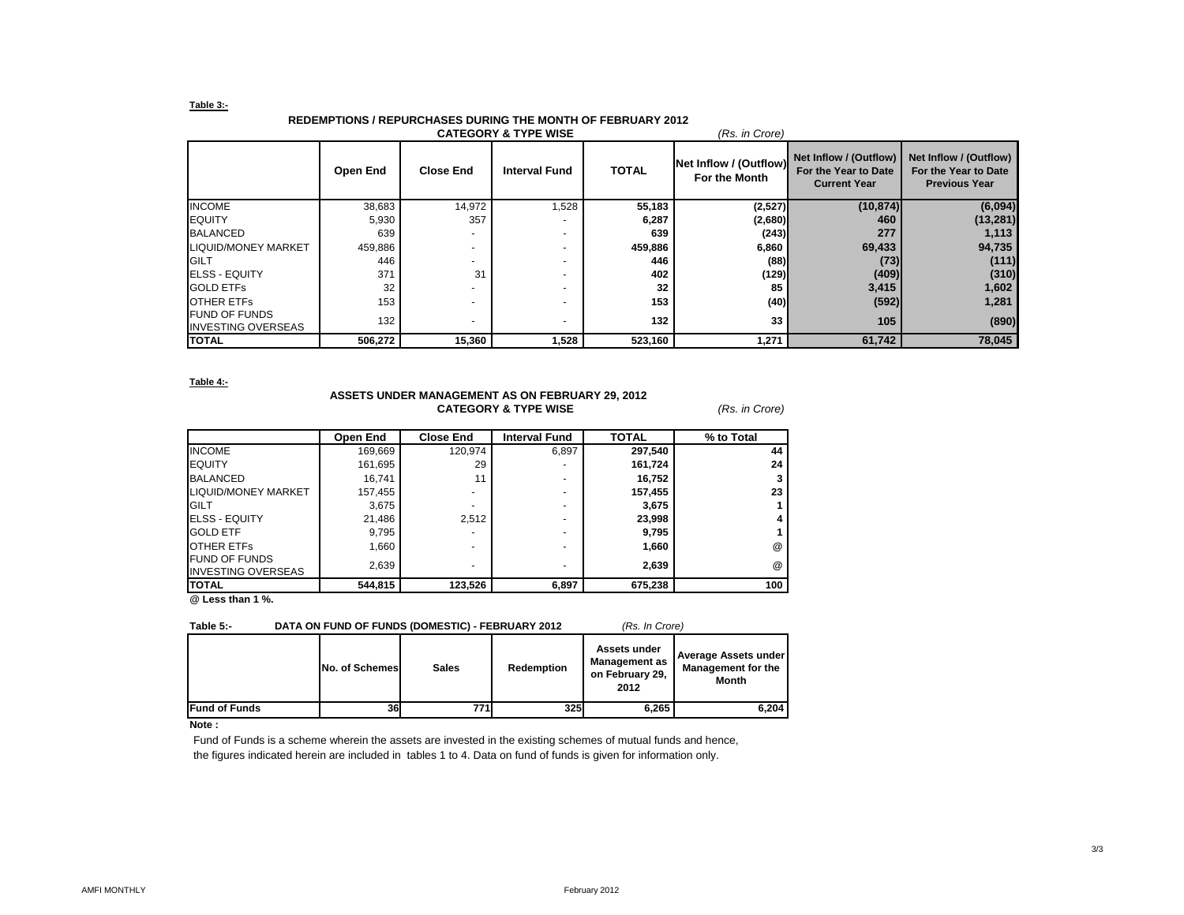**Table 3:-**

## REDEMPTIONS / REPURCHASES DURING THE MONTH OF FEBRUARY 2012

**CATEGORY & TYPE WISE** *(Rs. in Crore)*

| | Open End | Close End | Interval Fund | TOTAL | Net Inflow / (Outflow) For the Month | Net Inflow / (Outflow) For the Year to Date Current Year | Net Inflow / (Outflow) For the Year to Date Previous Year |
|---|---|---|---|---|---|---|---|
| INCOME | 38,683 | 14,972 | 1,528 | **55,183** | **(2,527)** | **(10,874)** | **(6,094)** |
| EQUITY | 5,930 | 357 | - | **6,287** | **(2,680)** | **460** | **(13,281)** |
| BALANCED | 639 | - | - | **639** | **(243)** | **277** | **1,113** |
| LIQUID/MONEY MARKET | 459,886 | - | - | **459,886** | **6,860** | **69,433** | **94,735** |
| GILT | 446 | - | - | **446** | **(88)** | **(73)** | **(111)** |
| ELSS - EQUITY | 371 | 31 | - | **402** | **(129)** | **(409)** | **(310)** |
| GOLD ETFs | 32 | - | - | **32** | **85** | **3,415** | **1,602** |
| OTHER ETFs | 153 | - | - | **153** | **(40)** | **(592)** | **1,281** |
| FUND OF FUNDS INVESTING OVERSEAS | 132 | - | - | **132** | **33** | **105** | **(890)** |
| **TOTAL** | **506,272** | **15,360** | **1,528** | **523,160** | **1,271** | **61,742** | **78,045** |

**Table 4:-**

## ASSETS UNDER MANAGEMENT AS ON FEBRUARY 29, 2012

**CATEGORY & TYPE WISE** *(Rs. in Crore)*

| | Open End | Close End | Interval Fund | TOTAL | % to Total |
|---|---|---|---|---|---|
| INCOME | 169,669 | 120,974 | 6,897 | **297,540** | **44** |
| EQUITY | 161,695 | 29 | - | **161,724** | **24** |
| BALANCED | 16,741 | 11 | - | **16,752** | **3** |
| LIQUID/MONEY MARKET | 157,455 | - | - | **157,455** | **23** |
| GILT | 3,675 | - | - | **3,675** | **1** |
| ELSS - EQUITY | 21,486 | 2,512 | - | **23,998** | **4** |
| GOLD ETF | 9,795 | - | - | **9,795** | **1** |
| OTHER ETFs | 1,660 | - | - | **1,660** | @ |
| FUND OF FUNDS INVESTING OVERSEAS | 2,639 | - | - | **2,639** | @ |
| **TOTAL** | **544,815** | **123,526** | **6,897** | **675,238** | **100** |

**@ Less than 1 %.**

**Table 5:- DATA ON FUND OF FUNDS (DOMESTIC) - FEBRUARY 2012** *(Rs. In Crore)*

| | No. of Schemes | Sales | Redemption | Assets under Management as on February 29, 2012 | Average Assets under Management for the Month |
|---|---|---|---|---|---|
| **Fund of Funds** | **36** | **771** | **325** | **6,265** | **6,204** |

**Note :**

Fund of Funds is a scheme wherein the assets are invested in the existing schemes of mutual funds and hence, the figures indicated herein are included in tables 1 to 4. Data on fund of funds is given for information only.